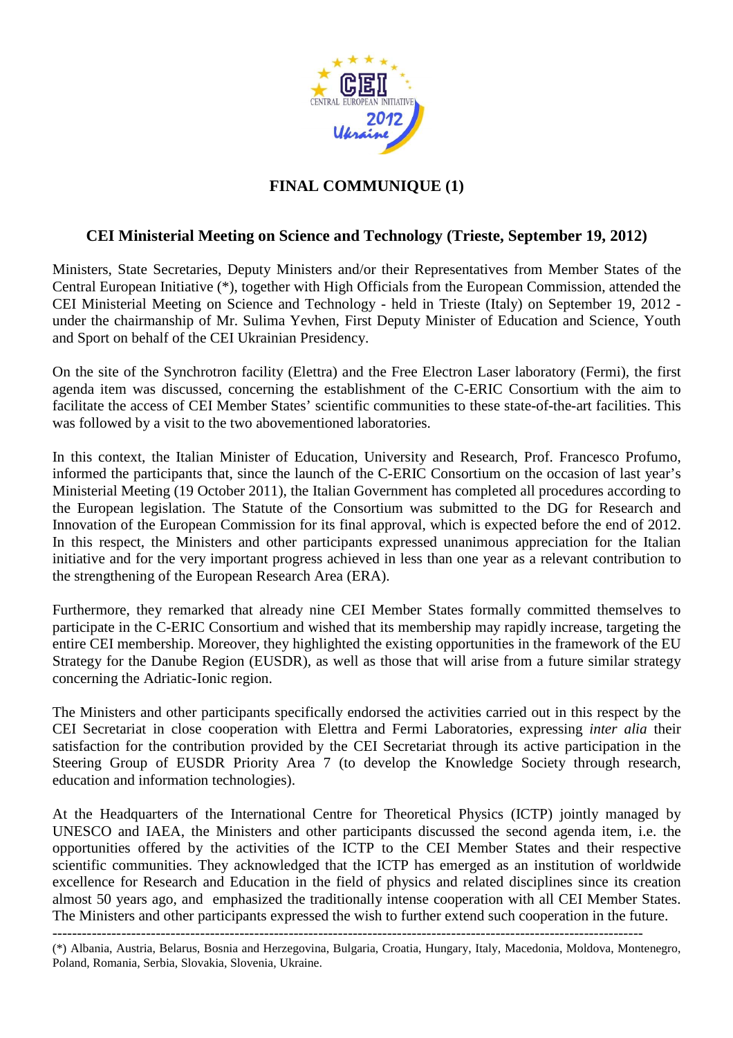# FINAL COMMUNIQUE (1)

## CEI Ministerial Meeting on Science and Technology (Trieste, September 19, 2012)

Ministers, State Secretaries, Deputy Ministers and/or their Representatives from Member States of the Central European Initiative (*), together with High Officials from the European Commission, attended the CEI Ministerial Meeting on Science and Technology - held in Trieste (Italy) on September 19, 2012 - under the chairmanship of Mr. Sulima Yevhen, First Deputy Minister of Education and Science, Youth and Sport on behalf of the CEI Ukrainian Presidency.

On the site of the Synchrotron facility (Elettra) and the Free Electron Laser laboratory (Fermi), the first agenda item was discussed, concerning the establishment of the C-ERIC Consortium with the aim to facilitate the access of CEI Member States' scientific communities to these state-of-the-art facilities. This was followed by a visit to the two abovementioned laboratories.

In this context, the Italian Minister of Education, University and Research, Prof. Francesco Profumo, informed the participants that, since the launch of the C-ERIC Consortium on the occasion of last year's Ministerial Meeting (19 October 2011), the Italian Government has completed all procedures according to the European legislation. The Statute of the Consortium was submitted to the DG for Research and Innovation of the European Commission for its final approval, which is expected before the end of 2012. In this respect, the Ministers and other participants expressed unanimous appreciation for the Italian initiative and for the very important progress achieved in less than one year as a relevant contribution to the strengthening of the European Research Area (ERA).

Furthermore, they remarked that already nine CEI Member States formally committed themselves to participate in the C-ERIC Consortium and wished that its membership may rapidly increase, targeting the entire CEI membership. Moreover, they highlighted the existing opportunities in the framework of the EU Strategy for the Danube Region (EUSDR), as well as those that will arise from a future similar strategy concerning the Adriatic-Ionic region.

The Ministers and other participants specifically endorsed the activities carried out in this respect by the CEI Secretariat in close cooperation with Elettra and Fermi Laboratories, expressing *inter alia* their satisfaction for the contribution provided by the CEI Secretariat through its active participation in the Steering Group of EUSDR Priority Area 7 (to develop the Knowledge Society through research, education and information technologies).

At the Headquarters of the International Centre for Theoretical Physics (ICTP) jointly managed by UNESCO and IAEA, the Ministers and other participants discussed the second agenda item, i.e. the opportunities offered by the activities of the ICTP to the CEI Member States and their respective scientific communities. They acknowledged that the ICTP has emerged as an institution of worldwide excellence for Research and Education in the field of physics and related disciplines since its creation almost 50 years ago, and emphasized the traditionally intense cooperation with all CEI Member States. The Ministers and other participants expressed the wish to further extend such cooperation in the future.

---

(*) Albania, Austria, Belarus, Bosnia and Herzegovina, Bulgaria, Croatia, Hungary, Italy, Macedonia, Moldova, Montenegro, Poland, Romania, Serbia, Slovakia, Slovenia, Ukraine.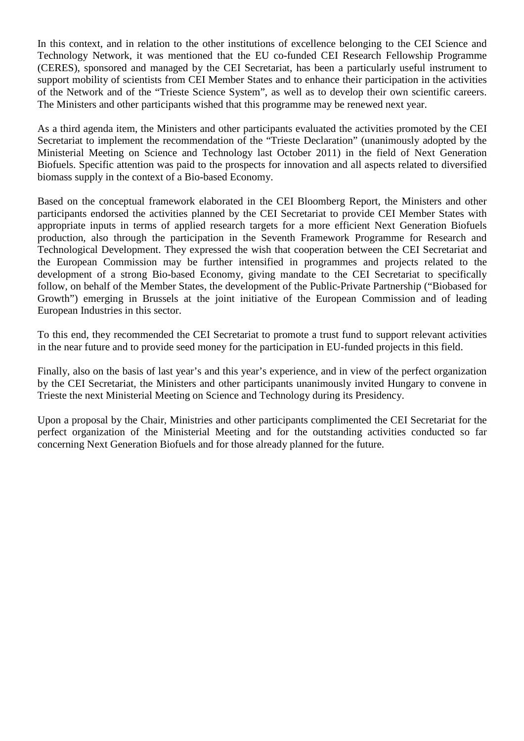In this context, and in relation to the other institutions of excellence belonging to the CEI Science and Technology Network, it was mentioned that the EU co-funded CEI Research Fellowship Programme (CERES), sponsored and managed by the CEI Secretariat, has been a particularly useful instrument to support mobility of scientists from CEI Member States and to enhance their participation in the activities of the Network and of the "Trieste Science System", as well as to develop their own scientific careers. The Ministers and other participants wished that this programme may be renewed next year.

As a third agenda item, the Ministers and other participants evaluated the activities promoted by the CEI Secretariat to implement the recommendation of the "Trieste Declaration" (unanimously adopted by the Ministerial Meeting on Science and Technology last October 2011) in the field of Next Generation Biofuels. Specific attention was paid to the prospects for innovation and all aspects related to diversified biomass supply in the context of a Bio-based Economy.

Based on the conceptual framework elaborated in the CEI Bloomberg Report, the Ministers and other participants endorsed the activities planned by the CEI Secretariat to provide CEI Member States with appropriate inputs in terms of applied research targets for a more efficient Next Generation Biofuels production, also through the participation in the Seventh Framework Programme for Research and Technological Development. They expressed the wish that cooperation between the CEI Secretariat and the European Commission may be further intensified in programmes and projects related to the development of a strong Bio-based Economy, giving mandate to the CEI Secretariat to specifically follow, on behalf of the Member States, the development of the Public-Private Partnership ("Biobased for Growth") emerging in Brussels at the joint initiative of the European Commission and of leading European Industries in this sector.

To this end, they recommended the CEI Secretariat to promote a trust fund to support relevant activities in the near future and to provide seed money for the participation in EU-funded projects in this field.

Finally, also on the basis of last year's and this year's experience, and in view of the perfect organization by the CEI Secretariat, the Ministers and other participants unanimously invited Hungary to convene in Trieste the next Ministerial Meeting on Science and Technology during its Presidency.

Upon a proposal by the Chair, Ministries and other participants complimented the CEI Secretariat for the perfect organization of the Ministerial Meeting and for the outstanding activities conducted so far concerning Next Generation Biofuels and for those already planned for the future.